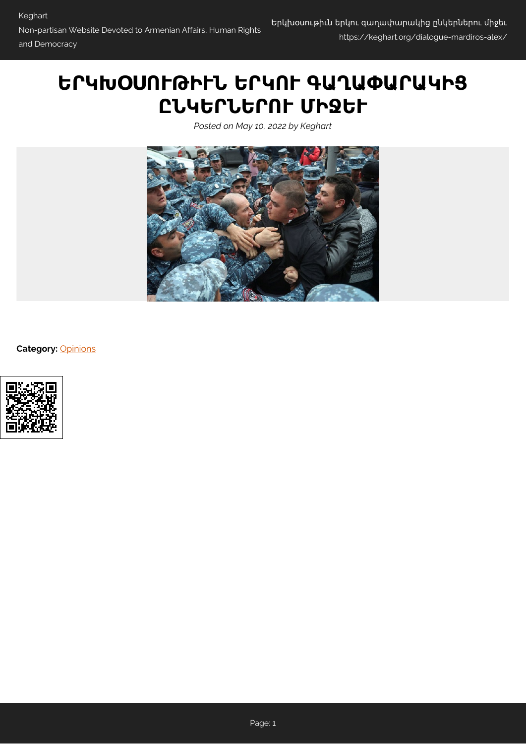# ԵՐԿԽՕՍՈՒԹԻՒՆ ԵՐԿՈՒ ԳԱՂԱՓԱՐԱԿԻՑ ԸՆԿԵՐՆԵՐՈՒ ՄԻՋԵՒ

*Posted on May 10, 2022 by Keghart*

**Category:** Opinions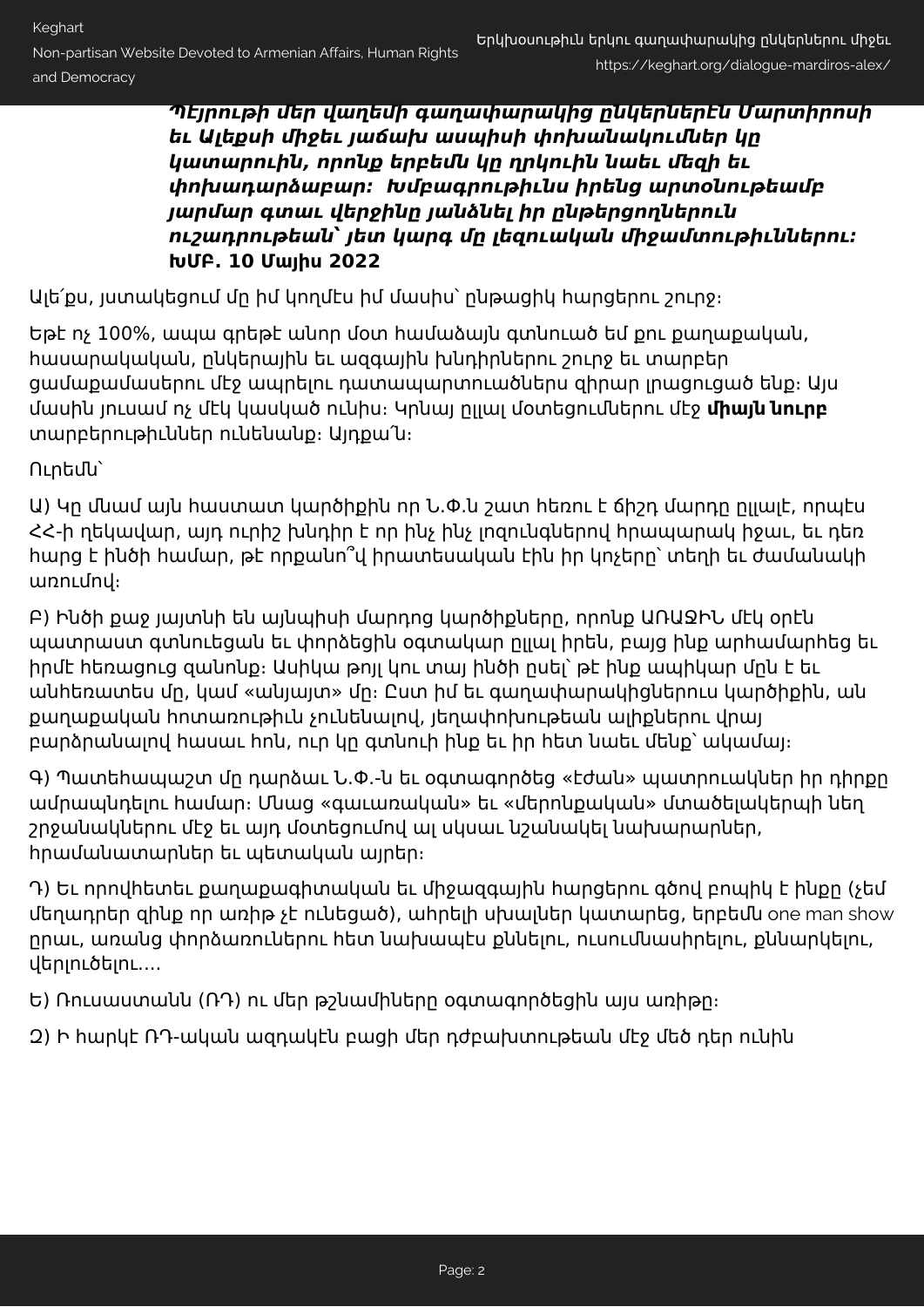***Պէյրութի մեր վաղեմի գաղափարակից ընկերներէն Մարտիրոսի եւ Ալեքսի միջեւ յաճախ ասպիսի փոխանակումներ կը կատարուին, որոնք երբեմն կը ղրկուին նաեւ մեզի եւ փոխադարձաբար:  Խմբագրութիւնս իրենց արտօնութեամբ յարմար գտաւ վերջինը յանձնել իր ընթերցողներուն ուշադրութեան՝ յետ կարգ մը լեզուական միջամտութիւններու:***
**ԽՄԲ. 10 Մայիս 2022**

Ալե՛քս, յստակեցում մը իմ կողմէս իմ մասին՝ ընթացիկ հարցերու շուրջ։

Եթէ ոչ 100%, ապա գրեթէ անոր մօտ համաձայն գտնուած եմ քու քաղաքական, հասարակական, ընկերային եւ ազգային խնդիրներու շուրջ եւ տարբեր ցամաքամասերու մէջ ապրելու դատապարտուածներս զիրար լրացուցած ենք։ Այս մասին յուսամ ոչ մէկ կասկած ունիս։ Կրնայ ըլլալ մօտեցումներու մէջ **միայն նուրբ** տարբերութիւններ ունենանք։ Այդքա՜ն։

Ուրեմն՝

Ա) Կը մնամ այն հաստատ կարծիքին որ Ն.Փ.ն շատ հեռու է ճիշդ մարդը ըլլալէ, որպէս ՀՀ-ի ղեկավար, այդ ուրիշ խնդիր է որ ինչ ինչ լոզունգներով հրապարակ իջաւ, եւ դեռ հարց է ինծի համար, թէ որքանո՞վ իրատեսական էին իր կոչերը՝ տեղի եւ ժամանակի առումով։

Բ) Ինծի քաջ յայտնի են այնպիսի մարդոց կարծիքները, որոնք ԱՌԱՋԻՆ մէկ օրէն պատրաստ գտնուեցան եւ փորձեցին օգտակար ըլլալ իրեն, բայց ինք արհամարհեց եւ իրմէ հեռացուց զանոնք։ Ասիկա թոյլ կու տայ ինծի ըսել՝ թէ ինք ապիկար մըն է եւ անհեռատես մը, կամ «անյայտ» մը։ Ըստ իմ եւ գաղափարակիցներուս կարծիքին, ան քաղաքական հոտառութիւն չունենալով, յեղափոխութեան ալիքներու վրայ բարձրանալով հասաւ հոն, ուր կը գտնուի ինք եւ իր հետ նաեւ մենք՝ ակամայ։

Գ) Պատեհապաշտ մը դարձաւ Ն.Փ.-ն եւ օգտագործեց «էժան» պատրուակներ իր դիրքը ամրապնդելու համար։ Մնաց «գաւառական» եւ «մերոնքական» մտածելակերպի նեղ շրջանակներու մէջ եւ այդ մօտեցումով ալ սկսաւ նշանակել նախարարներ, հրամանատարներ եւ պետական այրեր։

Դ) Եւ որովհետեւ քաղաքագիտական եւ միջազգային հարցերու գծով բոպիկ է ինքը (չեմ մեղադրեր զինք որ առիթ չէ ունեցած), ահրելի սխալներ կատարեց, երբեմն one man show ըրաւ, առանց փորձառուներու հետ նախապէս քննելու, ուսումնասիրելու, քննարկելու, վերլուծելու....

Ե) Ռուսաստանն (ՌԴ) ու մեր թշնամիները օգտագործեցին այս առիթը։

Զ) Ի հարկէ ՌԴ-ական ազդակէն բացի մեր դժբախտութեան մէջ մեծ դեր ունին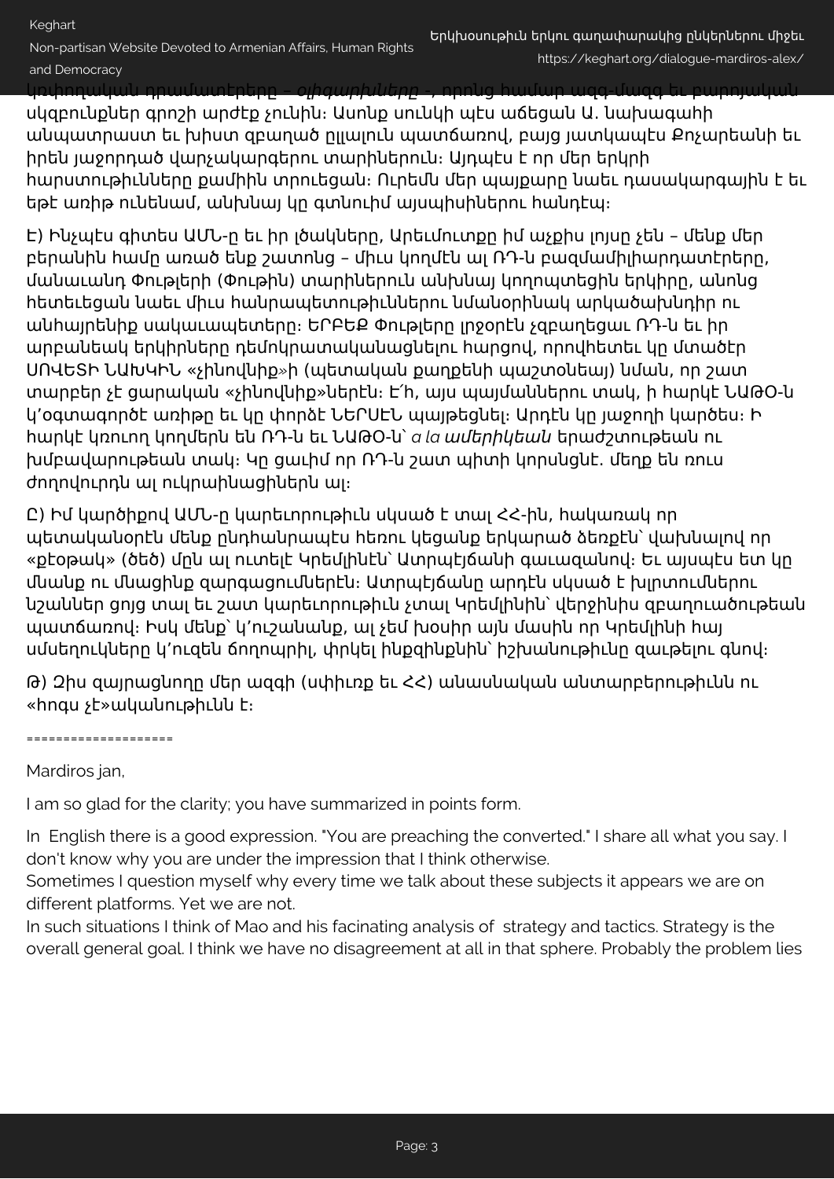կռիողական դրամատէրերը – *օլիգարխները* -, որոնց համար ազգ-մազգ եւ բարոյական սկզբունքներ գրոշի արժէք չունին։ Ասոնք սունկի պէս աճեցան Ա. նախագահի անպատրաստ եւ խիստ զբաղած ըլլալուն պատճառով, բայց յատկապէս Քոչարեանի եւ իրեն յաջորդած վարչակարգերու տարիներուն։ Այդպէս է որ մեր երկրի հարստութիւնները քամիին տրուեցան։ Ուրեմն մեր պայքարը նաեւ դասակարգային է եւ եթէ առիթ ունենամ, անխնայ կը գտնուիմ այսպիսիներու հանդէպ։

Է) Ինչպէս գիտես ԱՄՆ-ը եւ իր լծակները, Արեւմուտքը իմ աչքիս լոյսը չեն – մենք մեր բերանին համը առած ենք շատոնց – միւս կողմէն ալ ՌԴ-ն բազմամիլիարդատէրերը, մանաւանդ Փութլերի (Փութին) տարիներուն անխնայ կողոպտեցին երկիրը, անոնց հետեւեցան նաեւ միւս հանրապետութիւններու նմանօրինակ արկածախնդիր ու անհայրենիք սակաւապետերը։ ԵՐԲԵՔ Փութլերը լրջօրէն չզբաղեցաւ ՌԴ-ն եւ իր արբանեակ երկիրները դեմոկրատականացնելու հարցով, որովհետեւ կը մտածէր ՍՈՎԵՏԻ ՆԱԽԿԻՆ «չինովնիք»ի (պետական քաղքենի պաշտօնեայ) նման, որ շատ տարբեր չէ ցարական «չինովնիք»ներէն։ Է՛հ, այս պայմաններու տակ, ի հարկէ ՆԱԹՕ-ն կ'օգտագործէ առիթը եւ կը փորձէ ՆԵՐՍԷՆ պայթեցնել։ Արդէն կը յաջողի կարծես։ Ի հարկէ կռուող կողմերն են ՌԴ-ն եւ ՆԱԹՕ-ն՝ *a la ամերիկեան* երաժշտութեան ու խմբավարութեան տակ։ Կը ցալիմ որ ՌԴ-ն շատ պիտի կորսնցնէ. մեղք են ռուս ժողովուրդն ալ ուկրաինացիներն ալ։

Ը) Իմ կարծիքով ԱՄՆ-ը կարեւորութիւն սկսած է տալ ՀՀ-ին, հակառակ որ պետականօրէն մենք ընդհանրապէս հեռու կեցանք երկարած ձեռքէն՝ վախնալով որ «քէօթակ» (ծեծ) մըն ալ ուտելէ Կրեմլինէն՝ Ատրպէյճանի գաւազանով։ Եւ այսպէս ետ կը մնանք ու մնացինք զարգացումներէն։ Ատրպէյճանը արդէն սկսած է խլրտումներու նշաններ ցոյց տալ եւ շատ կարեւորութիւն չտալ Կրեմլինին՝ վերջինիս զբաղուածութեան պատճառով։ Իսկ մենք՝ կ'ուշանանք, ալ չեմ խօսիր այն մասին որ Կրեմլինի հայ սմեղուկները կ'ուզեն ճողոպրիլ, փրկել ինքզինքնին՝ իշխանութիւնը զաւթելու գնով։

Թ) Զիս զայրացնողը մեր ազգի (սփիւռք եւ ՀՀ) անասնական անտարբերութիւնն ու «հոգս չէ»ականութիւնն է։

====================

Mardiros jan,

I am so glad for the clarity; you have summarized in points form.

In English there is a good expression. "You are preaching the converted." I share all what you say. I don't know why you are under the impression that I think otherwise.
Sometimes I question myself why every time we talk about these subjects it appears we are on different platforms. Yet we are not.
In such situations I think of Mao and his facinating analysis of strategy and tactics. Strategy is the overall general goal. I think we have no disagreement at all in that sphere. Probably the problem lies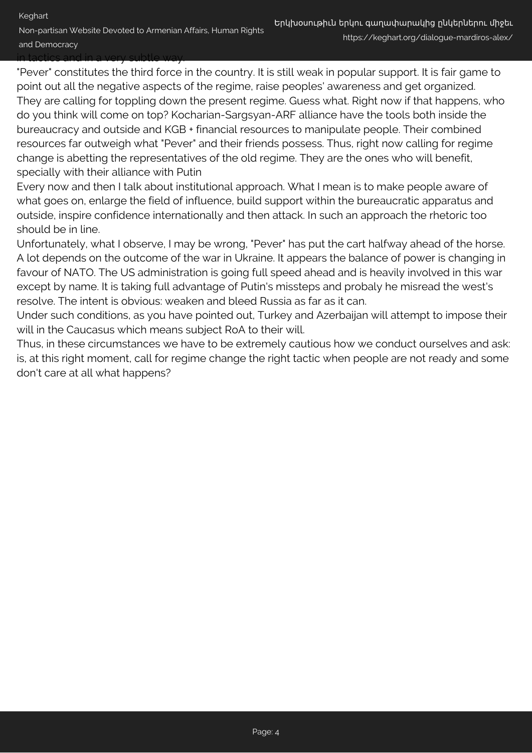in tactics and in a very subtle way.

"Pever" constitutes the third force in the country. It is still weak in popular support. It is fair game to point out all the negative aspects of the regime, raise peoples' awareness and get organized.

They are calling for toppling down the present regime. Guess what. Right now if that happens, who do you think will come on top? Kocharian-Sargsyan-ARF alliance have the tools both inside the bureaucracy and outside and KGB + financial resources to manipulate people. Their combined resources far outweigh what "Pever" and their friends possess. Thus, right now calling for regime change is abetting the representatives of the old regime. They are the ones who will benefit, specially with their alliance with Putin

Every now and then I talk about institutional approach. What I mean is to make people aware of what goes on, enlarge the field of influence, build support within the bureaucratic apparatus and outside, inspire confidence internationally and then attack. In such an approach the rhetoric too should be in line.

Unfortunately, what I observe, I may be wrong, "Pever" has put the cart halfway ahead of the horse. A lot depends on the outcome of the war in Ukraine. It appears the balance of power is changing in favour of NATO. The US administration is going full speed ahead and is heavily involved in this war except by name. It is taking full advantage of Putin's missteps and probaly he misread the west's resolve. The intent is obvious: weaken and bleed Russia as far as it can.

Under such conditions, as you have pointed out, Turkey and Azerbaijan will attempt to impose their will in the Caucasus which means subject RoA to their will.

Thus, in these circumstances we have to be extremely cautious how we conduct ourselves and ask: is, at this right moment, call for regime change the right tactic when people are not ready and some don't care at all what happens?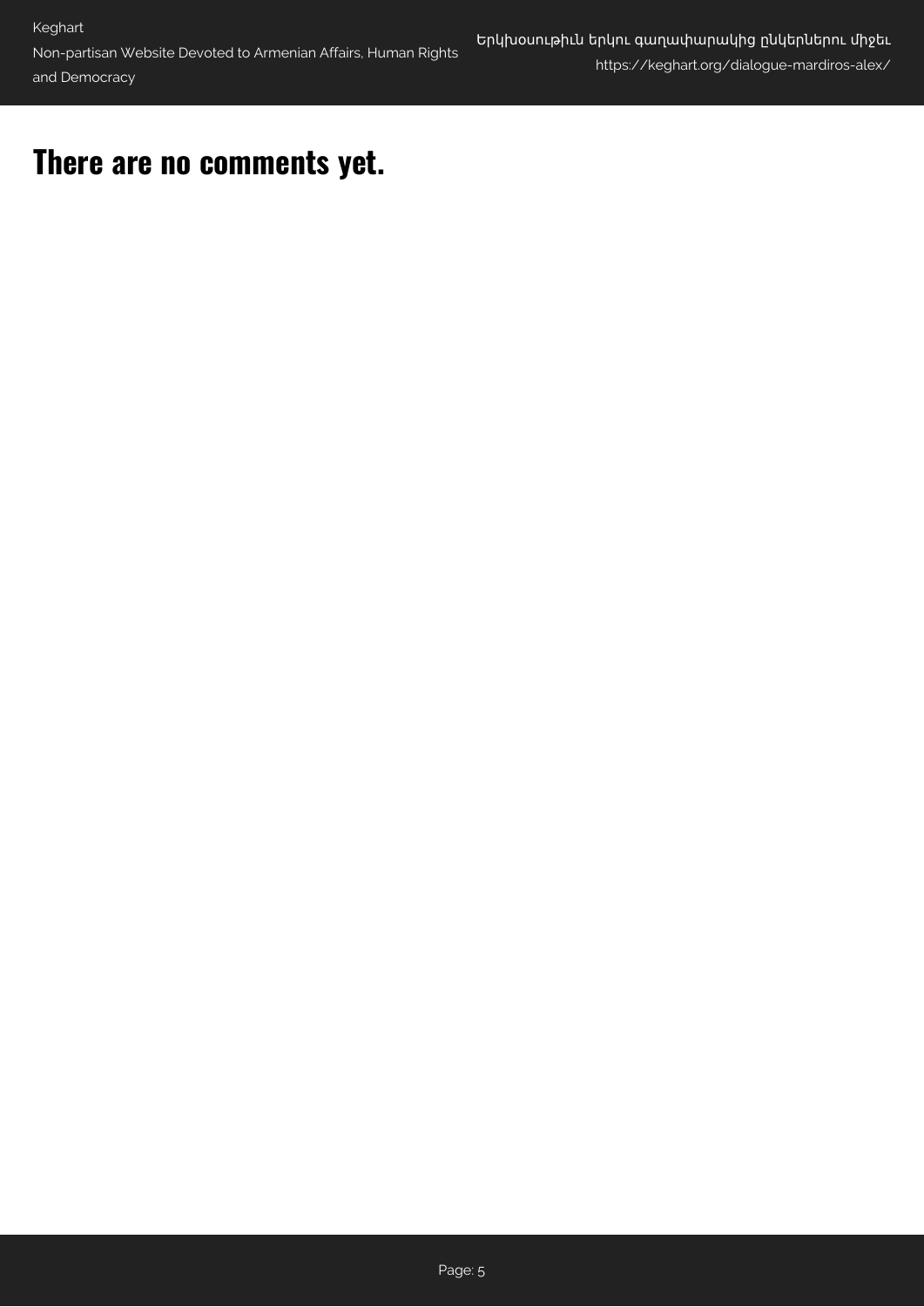## There are no comments yet.